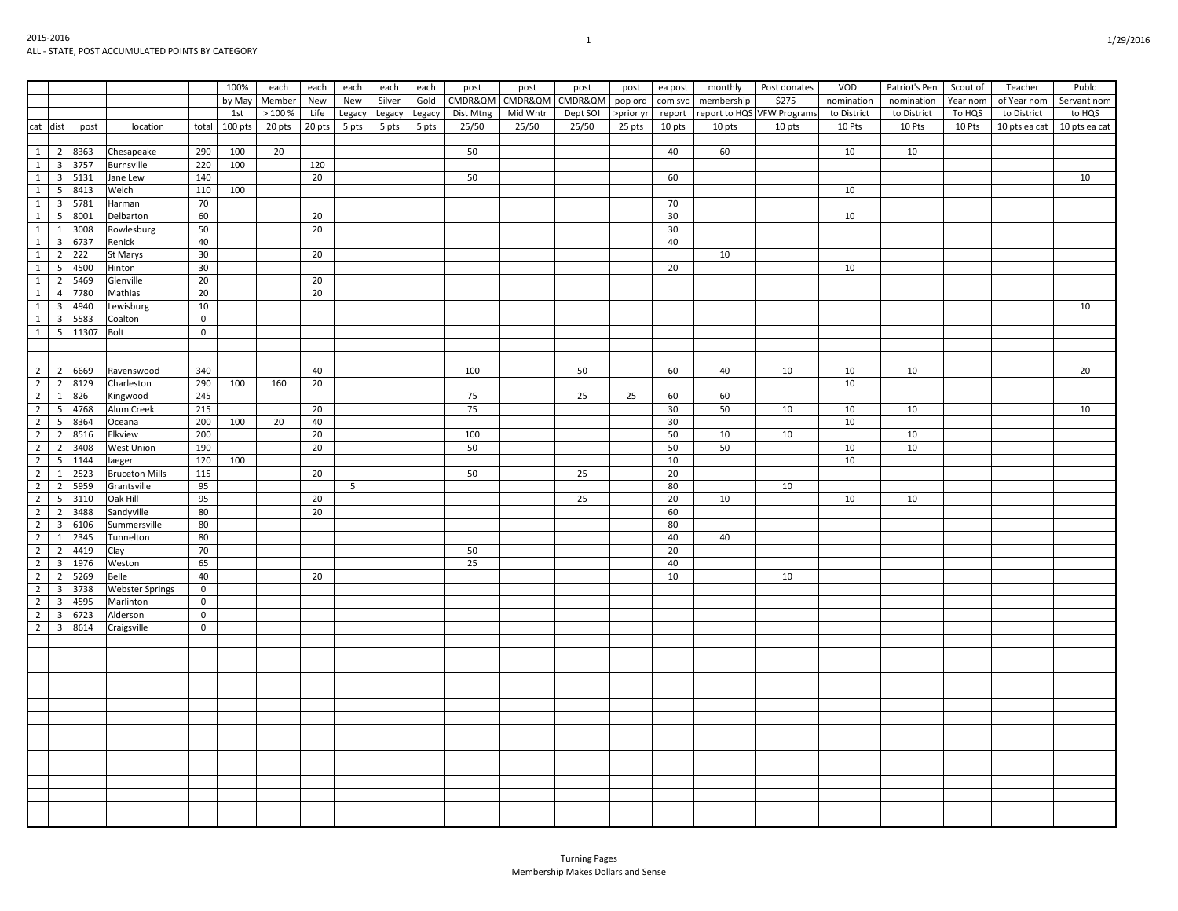2015-2016

ALL - STATE, POST ACCUMULATED POINTS BY CATEGORY

| cat | dist | post | location | total | 100% by May 1st 100 pts | each Member > 100 % 20 pts | each New Life 20 pts | each New Legacy 5 pts | each Silver Legacy 5 pts | each Gold Legacy 5 pts | post CMDR&QM Dist Mtng 25/50 | post CMDR&QM Mid Wntr 25/50 | post CMDR&QM Dept SOI 25/50 | post pop ord >prior yr 25 pts | ea post com svc report 10 pts | monthly membership report to HQS 10 pts | Post donates $275 VFW Programs 10 pts | VOD nomination to District 10 Pts | Patriot's Pen nomination to District 10 Pts | Scout of Year nom To HQS 10 Pts | Teacher of Year nom to District 10 pts ea cat | Publc Servant nom to HQS 10 pts ea cat |
|---|---|---|---|---|---|---|---|---|---|---|---|---|---|---|---|---|---|---|---|---|---|---|
| 1 | 2 | 8363 | Chesapeake | 290 | 100 | 20 | | | | | 50 | | | | 40 | 60 | | 10 | 10 | | | |
| 1 | 3 | 3757 | Burnsville | 220 | 100 | | 120 | | | | | | | | | | | | | | | |
| 1 | 3 | 5131 | Jane Lew | 140 | | | 20 | | | | 50 | | | | 60 | | | | | | | 10 |
| 1 | 5 | 8413 | Welch | 110 | 100 | | | | | | | | | | | | | 10 | | | | |
| 1 | 3 | 5781 | Harman | 70 | | | | | | | | | | | 70 | | | | | | | |
| 1 | 5 | 8001 | Delbarton | 60 | | | 20 | | | | | | | | 30 | | | 10 | | | | |
| 1 | 1 | 3008 | Rowlesburg | 50 | | | 20 | | | | | | | | 30 | | | | | | | |
| 1 | 3 | 6737 | Renick | 40 | | | | | | | | | | | 40 | | | | | | | |
| 1 | 2 | 222 | St Marys | 30 | | | 20 | | | | | | | | | 10 | | | | | | |
| 1 | 5 | 4500 | Hinton | 30 | | | | | | | | | | | 20 | | | 10 | | | | |
| 1 | 2 | 5469 | Glenville | 20 | | | 20 | | | | | | | | | | | | | | | |
| 1 | 4 | 7780 | Mathias | 20 | | | 20 | | | | | | | | | | | | | | | |
| 1 | 3 | 4940 | Lewisburg | 10 | | | | | | | | | | | | | | | | | | 10 |
| 1 | 3 | 5583 | Coalton | 0 | | | | | | | | | | | | | | | | | | |
| 1 | 5 | 11307 | Bolt | 0 | | | | | | | | | | | | | | | | | | |
| 2 | 2 | 6669 | Ravenswood | 340 | | | 40 | | | | 100 | | 50 | | 60 | 40 | 10 | 10 | 10 | | | 20 |
| 2 | 2 | 8129 | Charleston | 290 | 100 | 160 | 20 | | | | | | | | | | | 10 | | | | |
| 2 | 1 | 826 | Kingwood | 245 | | | | | | | 75 | | 25 | 25 | 60 | 60 | | | | | | |
| 2 | 5 | 4768 | Alum Creek | 215 | | | 20 | | | | 75 | | | | 30 | 50 | 10 | 10 | 10 | | | 10 |
| 2 | 5 | 8364 | Oceana | 200 | 100 | 20 | 40 | | | | | | | | 30 | | | 10 | | | | |
| 2 | 2 | 8516 | Elkview | 200 | | | 20 | | | | 100 | | | | 50 | 10 | 10 | | 10 | | | |
| 2 | 2 | 3408 | West Union | 190 | | | 20 | | | | 50 | | | | 50 | 50 | | 10 | 10 | | | |
| 2 | 5 | 1144 | Iaeger | 120 | 100 | | | | | | | | | | 10 | | | 10 | | | | |
| 2 | 1 | 2523 | Bruceton Mills | 115 | | | 20 | | | | 50 | | 25 | | 20 | | | | | | | |
| 2 | 2 | 5959 | Grantsville | 95 | | | | 5 | | | | | | | 80 | | 10 | | | | | |
| 2 | 5 | 3110 | Oak Hill | 95 | | | 20 | | | | | | 25 | | 20 | 10 | | 10 | 10 | | | |
| 2 | 2 | 3488 | Sandyville | 80 | | | 20 | | | | | | | | 60 | | | | | | | |
| 2 | 3 | 6106 | Summersville | 80 | | | | | | | | | | | 80 | | | | | | | |
| 2 | 1 | 2345 | Tunnelton | 80 | | | | | | | | | | | 40 | 40 | | | | | | |
| 2 | 2 | 4419 | Clay | 70 | | | | | | | 50 | | | | 20 | | | | | | | |
| 2 | 3 | 1976 | Weston | 65 | | | | | | | 25 | | | | 40 | | | | | | | |
| 2 | 2 | 5269 | Belle | 40 | | | 20 | | | | | | | | 10 | | 10 | | | | | |
| 2 | 3 | 3738 | Webster Springs | 0 | | | | | | | | | | | | | | | | | | |
| 2 | 3 | 4595 | Marlinton | 0 | | | | | | | | | | | | | | | | | | |
| 2 | 3 | 6723 | Alderson | 0 | | | | | | | | | | | | | | | | | | |
| 2 | 3 | 8614 | Craigsville | 0 | | | | | | | | | | | | | | | | | | |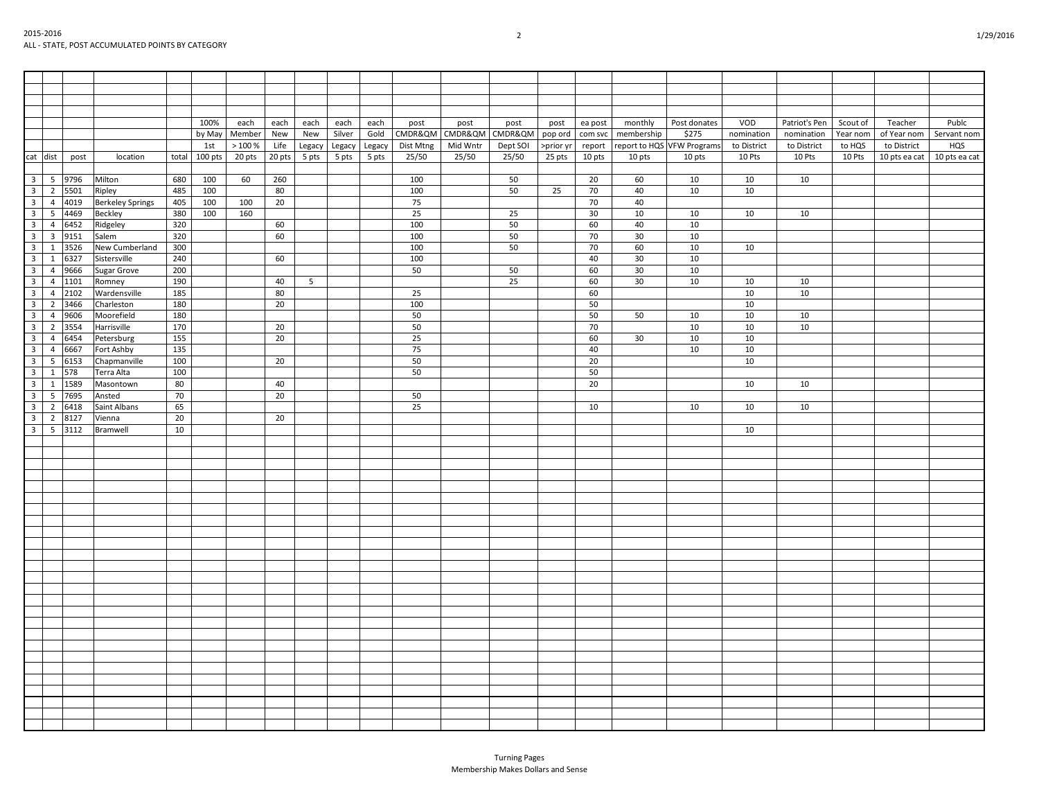2015-2016
ALL - STATE, POST ACCUMULATED POINTS BY CATEGORY

| cat | dist | post | location | total | 100% by May 1st 100 pts | each Member > 100 % 20 pts | each New Life 20 pts | each New Legacy 5 pts | each Silver Legacy 5 pts | each Gold Legacy 5 pts | post CMDR&QM Dist Mtng 25/50 | post CMDR&QM Mid Wntr 25/50 | post CMDR&QM Dept SOI 25/50 | post pop ord >prior yr 25 pts | ea post com svc report 10 pts | monthly membership report to HQS 10 pts | Post donates $275 VFW Programs 10 pts | VOD nomination to District 10 Pts | Patriot's Pen nomination to District 10 Pts | Scout of Year nom to HQS 10 Pts | Teacher of Year nom to District 10 pts ea cat | Publc Servant nom HQS 10 pts ea cat |
|---|---|---|---|---|---|---|---|---|---|---|---|---|---|---|---|---|---|---|---|---|---|---|
| 3 | 5 | 9796 | Milton | 680 | 100 | 60 | 260 | | | | 100 | | 50 | | 20 | 60 | 10 | 10 | 10 | | | |
| 3 | 2 | 5501 | Ripley | 485 | 100 | | 80 | | | | 100 | | 50 | 25 | 70 | 40 | 10 | 10 | | | | |
| 3 | 4 | 4019 | Berkeley Springs | 405 | 100 | 100 | 20 | | | | 75 | | | | 70 | 40 | | | | | | |
| 3 | 5 | 4469 | Beckley | 380 | 100 | 160 | | | | | 25 | | 25 | | 30 | 10 | 10 | 10 | 10 | | | |
| 3 | 4 | 6452 | Ridgeley | 320 | | | 60 | | | | 100 | | 50 | | 60 | 40 | 10 | | | | | |
| 3 | 3 | 9151 | Salem | 320 | | | 60 | | | | 100 | | 50 | | 70 | 30 | 10 | | | | | |
| 3 | 1 | 3526 | New Cumberland | 300 | | | | | | | 100 | | 50 | | 70 | 60 | 10 | 10 | | | | |
| 3 | 1 | 6327 | Sistersville | 240 | | | 60 | | | | 100 | | | | 40 | 30 | 10 | | | | | |
| 3 | 4 | 9666 | Sugar Grove | 200 | | | | | | | 50 | | 50 | | 60 | 30 | 10 | | | | | |
| 3 | 4 | 1101 | Romney | 190 | | | 40 | 5 | | | | | 25 | | 60 | 30 | 10 | 10 | 10 | | | |
| 3 | 4 | 2102 | Wardensville | 185 | | | 80 | | | | 25 | | | | 60 | | | 10 | 10 | | | |
| 3 | 2 | 3466 | Charleston | 180 | | | 20 | | | | 100 | | | | 50 | | | 10 | | | | |
| 3 | 4 | 9606 | Moorefield | 180 | | | | | | | 50 | | | | 50 | 50 | 10 | 10 | 10 | | | |
| 3 | 2 | 3554 | Harrisville | 170 | | | 20 | | | | 50 | | | | 70 | | 10 | 10 | 10 | | | |
| 3 | 4 | 6454 | Petersburg | 155 | | | 20 | | | | 25 | | | | 60 | 30 | 10 | 10 | | | | |
| 3 | 4 | 6667 | Fort Ashby | 135 | | | | | | | 75 | | | | 40 | | 10 | 10 | | | | |
| 3 | 5 | 6153 | Chapmanville | 100 | | | 20 | | | | 50 | | | | 20 | | | 10 | | | | |
| 3 | 1 | 578 | Terra Alta | 100 | | | | | | | 50 | | | | 50 | | | | | | | |
| 3 | 1 | 1589 | Masontown | 80 | | | 40 | | | | | | | | 20 | | | 10 | 10 | | | |
| 3 | 5 | 7695 | Ansted | 70 | | | 20 | | | | 50 | | | | | | | | | | | |
| 3 | 2 | 6418 | Saint Albans | 65 | | | | | | | 25 | | | | 10 | | 10 | 10 | 10 | | | |
| 3 | 2 | 8127 | Vienna | 20 | | | 20 | | | | | | | | | | | | | | | |
| 3 | 5 | 3112 | Bramwell | 10 | | | | | | | | | | | | | | 10 | | | | |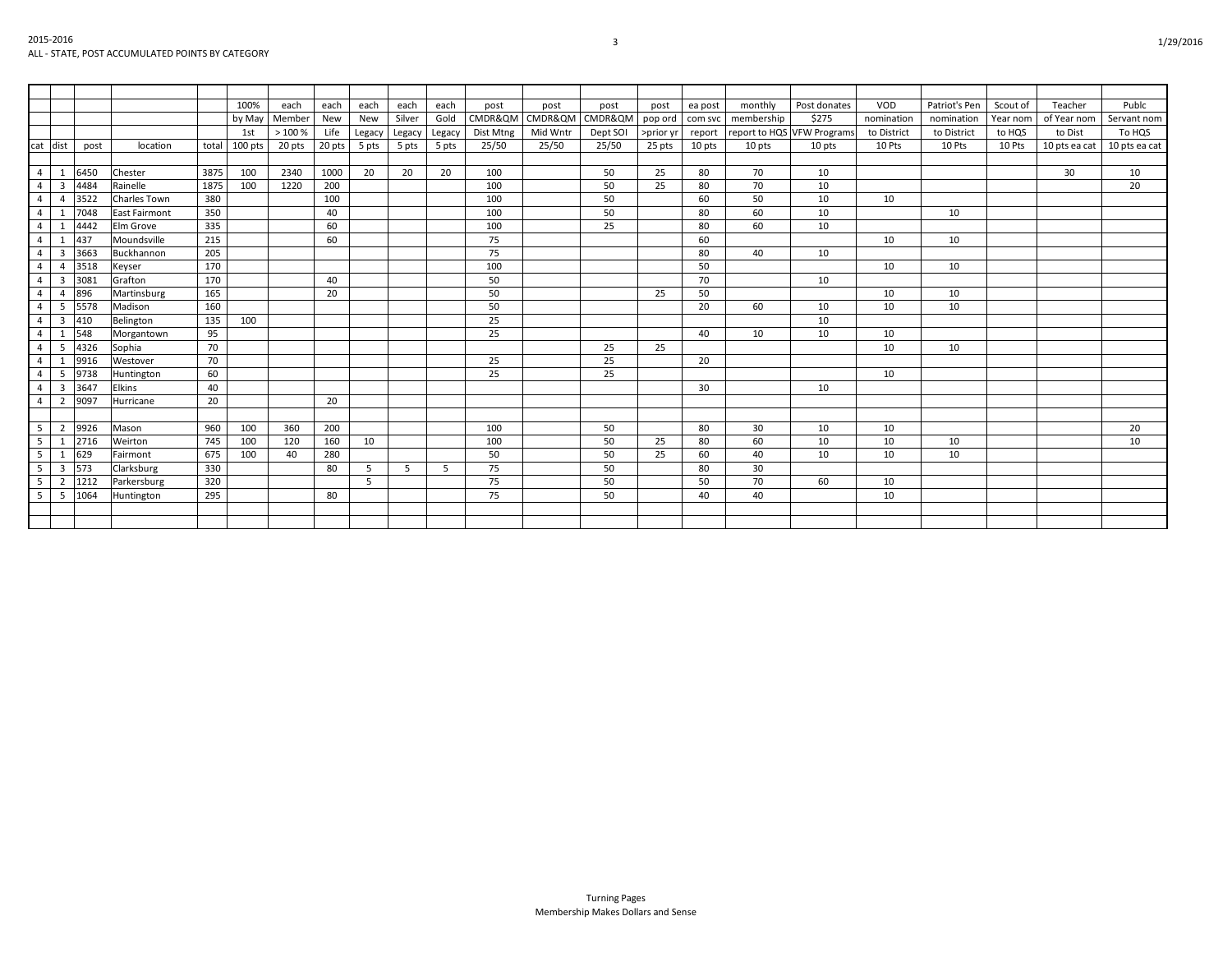2015-2016

ALL - STATE, POST ACCUMULATED POINTS BY CATEGORY

1/29/2016

| | | | | | 100% | each | each | each | each | each | post | post | post | post | ea post | monthly | Post donates | VOD | Patriot's Pen | Scout of | Teacher | Publc |
|---|---|---|---|---|---|---|---|---|---|---|---|---|---|---|---|---|---|---|---|---|---|---|
| | | | | | by May | Member | New | New | Silver | Gold | CMDR&QM | CMDR&QM | CMDR&QM | pop ord | com svc | membership | $275 | nomination | nomination | Year nom | of Year nom | Servant nom |
| | | | | | 1st | > 100 % | Life | Legacy | Legacy | Legacy | Dist Mtng | Mid Wntr | Dept SOI | >prior yr | report | report to HQS | VFW Programs | to District | to District | to HQS | to Dist | To HQS |
| cat | dist | post | location | total | 100 pts | 20 pts | 20 pts | 5 pts | 5 pts | 5 pts | 25/50 | 25/50 | 25/50 | 25 pts | 10 pts | 10 pts | 10 pts | 10 Pts | 10 Pts | 10 Pts | 10 pts ea cat | 10 pts ea cat |
| 4 | 1 | 6450 | Chester | 3875 | 100 | 2340 | 1000 | 20 | 20 | 20 | 100 | | 50 | 25 | 80 | 70 | 10 | | | | 30 | 10 |
| 4 | 3 | 4484 | Rainelle | 1875 | 100 | 1220 | 200 | | | | 100 | | 50 | 25 | 80 | 70 | 10 | | | | | 20 |
| 4 | 4 | 3522 | Charles Town | 380 | | | 100 | | | | 100 | | 50 | | 60 | 50 | 10 | 10 | | | | |
| 4 | 1 | 7048 | East Fairmont | 350 | | | 40 | | | | 100 | | 50 | | 80 | 60 | 10 | | 10 | | | |
| 4 | 1 | 4442 | Elm Grove | 335 | | | 60 | | | | 100 | | 25 | | 80 | 60 | 10 | | | | | |
| 4 | 1 | 437 | Moundsville | 215 | | | 60 | | | | 75 | | | | 60 | | | 10 | 10 | | | |
| 4 | 3 | 3663 | Buckhannon | 205 | | | | | | | 75 | | | | 80 | 40 | 10 | | | | | |
| 4 | 4 | 3518 | Keyser | 170 | | | | | | | 100 | | | | 50 | | | 10 | 10 | | | |
| 4 | 3 | 3081 | Grafton | 170 | | | 40 | | | | 50 | | | | 70 | | 10 | | | | | |
| 4 | 4 | 896 | Martinsburg | 165 | | | 20 | | | | 50 | | | 25 | 50 | | | 10 | 10 | | | |
| 4 | 5 | 5578 | Madison | 160 | | | | | | | 50 | | | | 20 | 60 | 10 | 10 | 10 | | | |
| 4 | 3 | 410 | Belington | 135 | 100 | | | | | | 25 | | | | | | 10 | | | | | |
| 4 | 1 | 548 | Morgantown | 95 | | | | | | | 25 | | | | 40 | 10 | 10 | 10 | | | | |
| 4 | 5 | 4326 | Sophia | 70 | | | | | | | | | 25 | 25 | | | | 10 | 10 | | | |
| 4 | 1 | 9916 | Westover | 70 | | | | | | | 25 | | 25 | | 20 | | | | | | | |
| 4 | 5 | 9738 | Huntington | 60 | | | | | | | 25 | | 25 | | | | | 10 | | | | |
| 4 | 3 | 3647 | Elkins | 40 | | | | | | | | | | | 30 | | 10 | | | | | |
| 4 | 2 | 9097 | Hurricane | 20 | | | 20 | | | | | | | | | | | | | | | |
| 5 | 2 | 9926 | Mason | 960 | 100 | 360 | 200 | | | | 100 | | 50 | | 80 | 30 | 10 | 10 | | | | 20 |
| 5 | 1 | 2716 | Weirton | 745 | 100 | 120 | 160 | 10 | | | 100 | | 50 | 25 | 80 | 60 | 10 | 10 | 10 | | | 10 |
| 5 | 1 | 629 | Fairmont | 675 | 100 | 40 | 280 | | | | 50 | | 50 | 25 | 60 | 40 | 10 | 10 | 10 | | | |
| 5 | 3 | 573 | Clarksburg | 330 | | | 80 | 5 | 5 | 5 | 75 | | 50 | | 80 | 30 | | | | | | |
| 5 | 2 | 1212 | Parkersburg | 320 | | | | 5 | | | 75 | | 50 | | 50 | 70 | 60 | 10 | | | | |
| 5 | 5 | 1064 | Huntington | 295 | | | 80 | | | | 75 | | 50 | | 40 | 40 | | 10 | | | | |